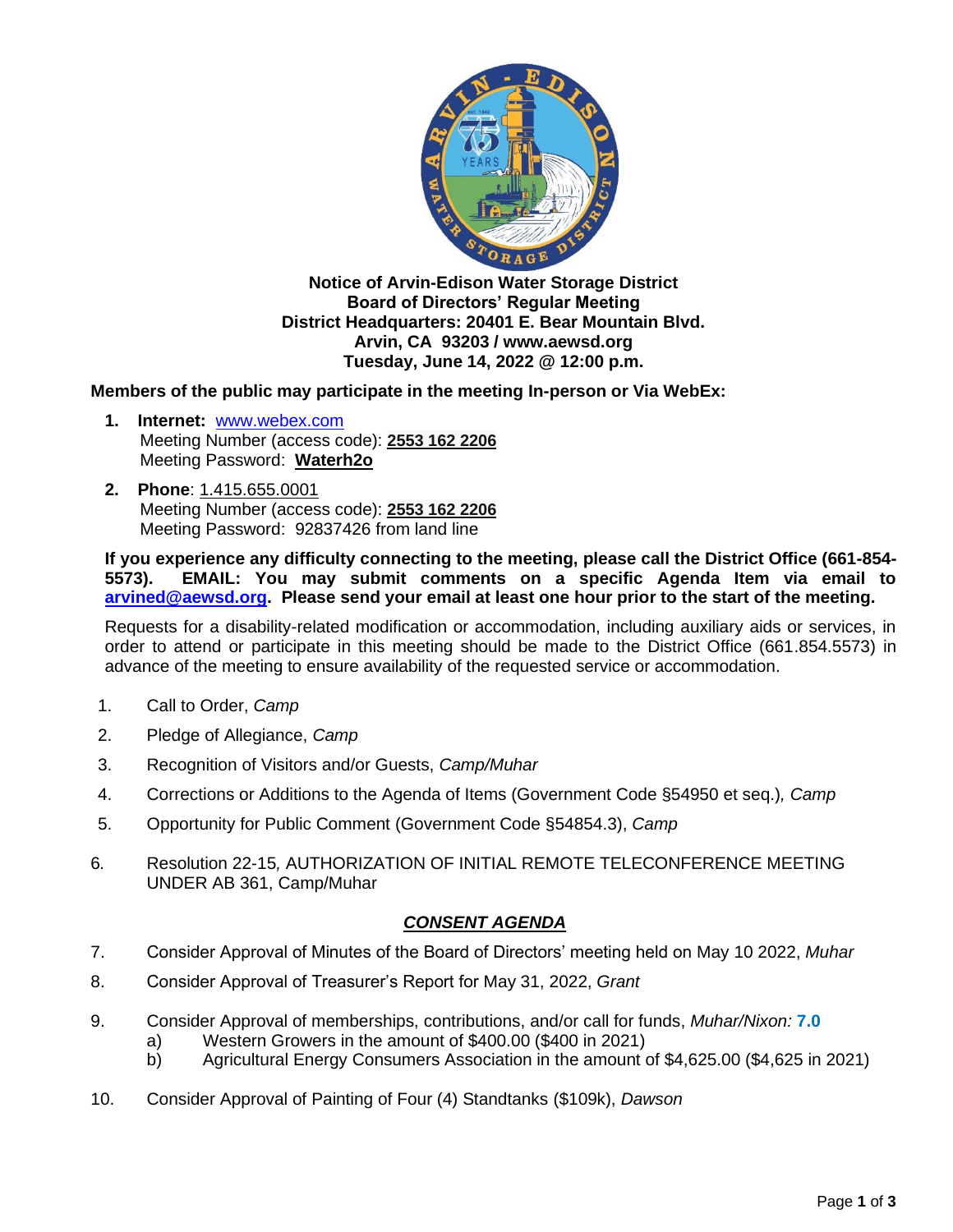**Notice of Arvin-Edison Water Storage District**
**Board of Directors' Regular Meeting**
**District Headquarters: 20401 E. Bear Mountain Blvd.**
**Arvin, CA 93203 / www.aewsd.org**
**Tuesday, June 14, 2022 @ 12:00 p.m.**

**Members of the public may participate in the meeting In-person or Via WebEx:**

1. **Internet:** [www.webex.com](www.webex.com)
   Meeting Number (access code): **2553 162 2206**
   Meeting Password: **Waterh2o**
2. **Phone**: 1.415.655.0001
   Meeting Number (access code): **2553 162 2206**
   Meeting Password: 92837426 from land line

**If you experience any difficulty connecting to the meeting, please call the District Office (661-854-5573). EMAIL: You may submit comments on a specific Agenda Item via email to [arvined@aewsd.org](mailto:arvined@aewsd.org). Please send your email at least one hour prior to the start of the meeting.**

Requests for a disability-related modification or accommodation, including auxiliary aids or services, in order to attend or participate in this meeting should be made to the District Office (661.854.5573) in advance of the meeting to ensure availability of the requested service or accommodation.

1. Call to Order, *Camp*
2. Pledge of Allegiance, *Camp*
3. Recognition of Visitors and/or Guests, *Camp/Muhar*
4. Corrections or Additions to the Agenda of Items (Government Code §54950 et seq.), *Camp*
5. Opportunity for Public Comment (Government Code §54854.3), *Camp*
6. Resolution 22-15, AUTHORIZATION OF INITIAL REMOTE TELECONFERENCE MEETING UNDER AB 361, Camp/Muhar

## ***CONSENT AGENDA***

7. Consider Approval of Minutes of the Board of Directors' meeting held on May 10 2022, *Muhar*
8. Consider Approval of Treasurer's Report for May 31, 2022, *Grant*
9. Consider Approval of memberships, contributions, and/or call for funds, *Muhar/Nixon:* **7.0**
   a) Western Growers in the amount of $400.00 ($400 in 2021)
   b) Agricultural Energy Consumers Association in the amount of $4,625.00 ($4,625 in 2021)
10. Consider Approval of Painting of Four (4) Standtanks ($109k), *Dawson*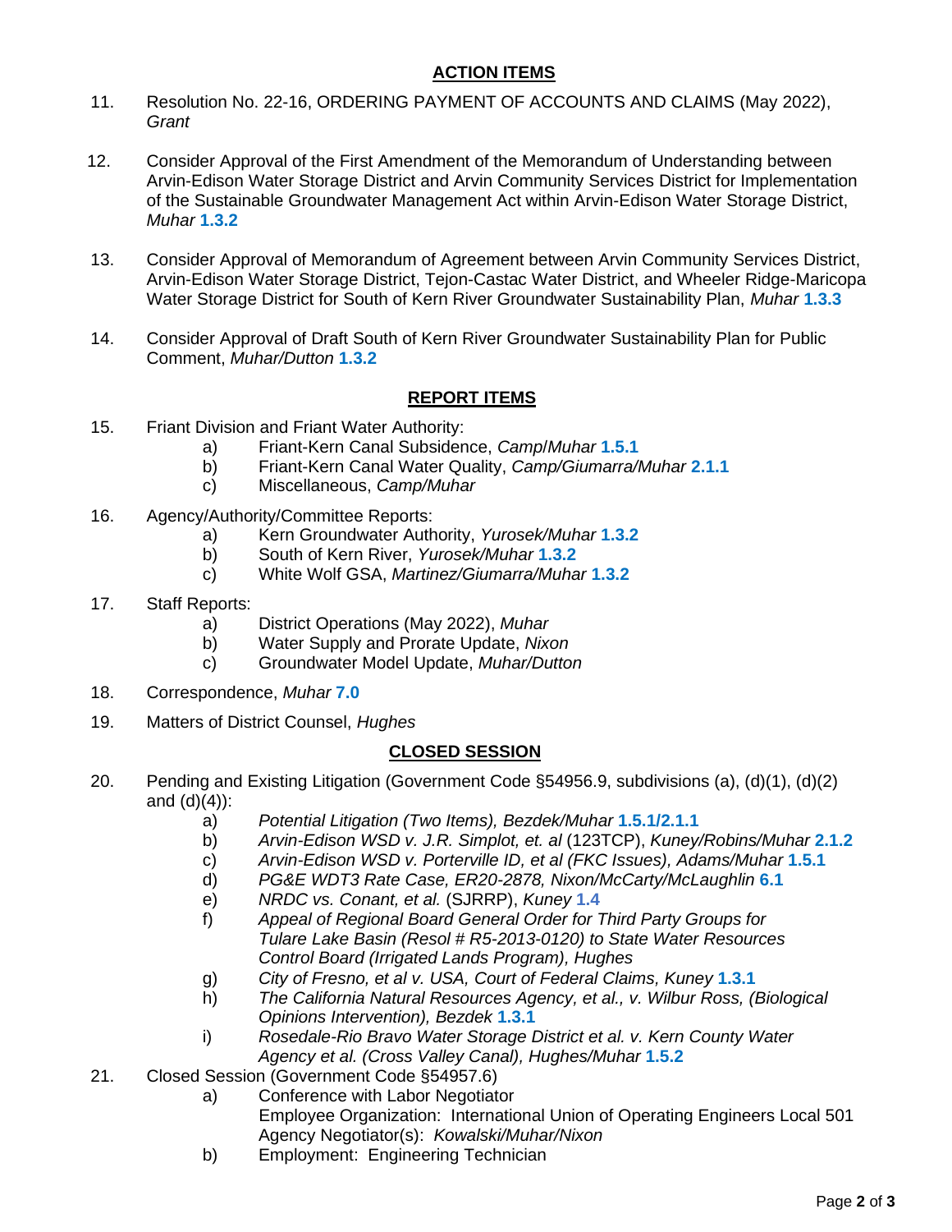## ACTION ITEMS

11. Resolution No. 22-16, ORDERING PAYMENT OF ACCOUNTS AND CLAIMS (May 2022), *Grant*

12. Consider Approval of the First Amendment of the Memorandum of Understanding between Arvin-Edison Water Storage District and Arvin Community Services District for Implementation of the Sustainable Groundwater Management Act within Arvin-Edison Water Storage District, *Muhar* **1.3.2**

13. Consider Approval of Memorandum of Agreement between Arvin Community Services District, Arvin-Edison Water Storage District, Tejon-Castac Water District, and Wheeler Ridge-Maricopa Water Storage District for South of Kern River Groundwater Sustainability Plan, *Muhar* **1.3.3**

14. Consider Approval of Draft South of Kern River Groundwater Sustainability Plan for Public Comment, *Muhar/Dutton* **1.3.2**

## REPORT ITEMS

15. Friant Division and Friant Water Authority:
    a) Friant-Kern Canal Subsidence, *Camp/Muhar* **1.5.1**
    b) Friant-Kern Canal Water Quality, *Camp/Giumarra/Muhar* **2.1.1**
    c) Miscellaneous, *Camp/Muhar*

16. Agency/Authority/Committee Reports:
    a) Kern Groundwater Authority, *Yurosek/Muhar* **1.3.2**
    b) South of Kern River, *Yurosek/Muhar* **1.3.2**
    c) White Wolf GSA, *Martinez/Giumarra/Muhar* **1.3.2**

17. Staff Reports:
    a) District Operations (May 2022), *Muhar*
    b) Water Supply and Prorate Update, *Nixon*
    c) Groundwater Model Update, *Muhar/Dutton*

18. Correspondence, *Muhar* **7.0**

19. Matters of District Counsel, *Hughes*

## CLOSED SESSION

20. Pending and Existing Litigation (Government Code §54956.9, subdivisions (a), (d)(1), (d)(2) and (d)(4)):
    a) *Potential Litigation (Two Items), Bezdek/Muhar* **1.5.1/2.1.1**
    b) *Arvin-Edison WSD v. J.R. Simplot, et. al* (123TCP), *Kuney/Robins/Muhar* **2.1.2**
    c) *Arvin-Edison WSD v. Porterville ID, et al (FKC Issues), Adams/Muhar* **1.5.1**
    d) *PG&E WDT3 Rate Case, ER20-2878, Nixon/McCarty/McLaughlin* **6.1**
    e) *NRDC vs. Conant, et al.* (SJRRP), *Kuney* **1.4**
    f) *Appeal of Regional Board General Order for Third Party Groups for Tulare Lake Basin (Resol # R5-2013-0120) to State Water Resources Control Board (Irrigated Lands Program), Hughes*
    g) *City of Fresno, et al v. USA, Court of Federal Claims, Kuney* **1.3.1**
    h) *The California Natural Resources Agency, et al., v. Wilbur Ross, (Biological Opinions Intervention), Bezdek* **1.3.1**
    i) *Rosedale-Rio Bravo Water Storage District et al. v. Kern County Water Agency et al. (Cross Valley Canal), Hughes/Muhar* **1.5.2**

21. Closed Session (Government Code §54957.6)
    a) Conference with Labor Negotiator
       Employee Organization: International Union of Operating Engineers Local 501
       Agency Negotiator(s): *Kowalski/Muhar/Nixon*
    b) Employment: Engineering Technician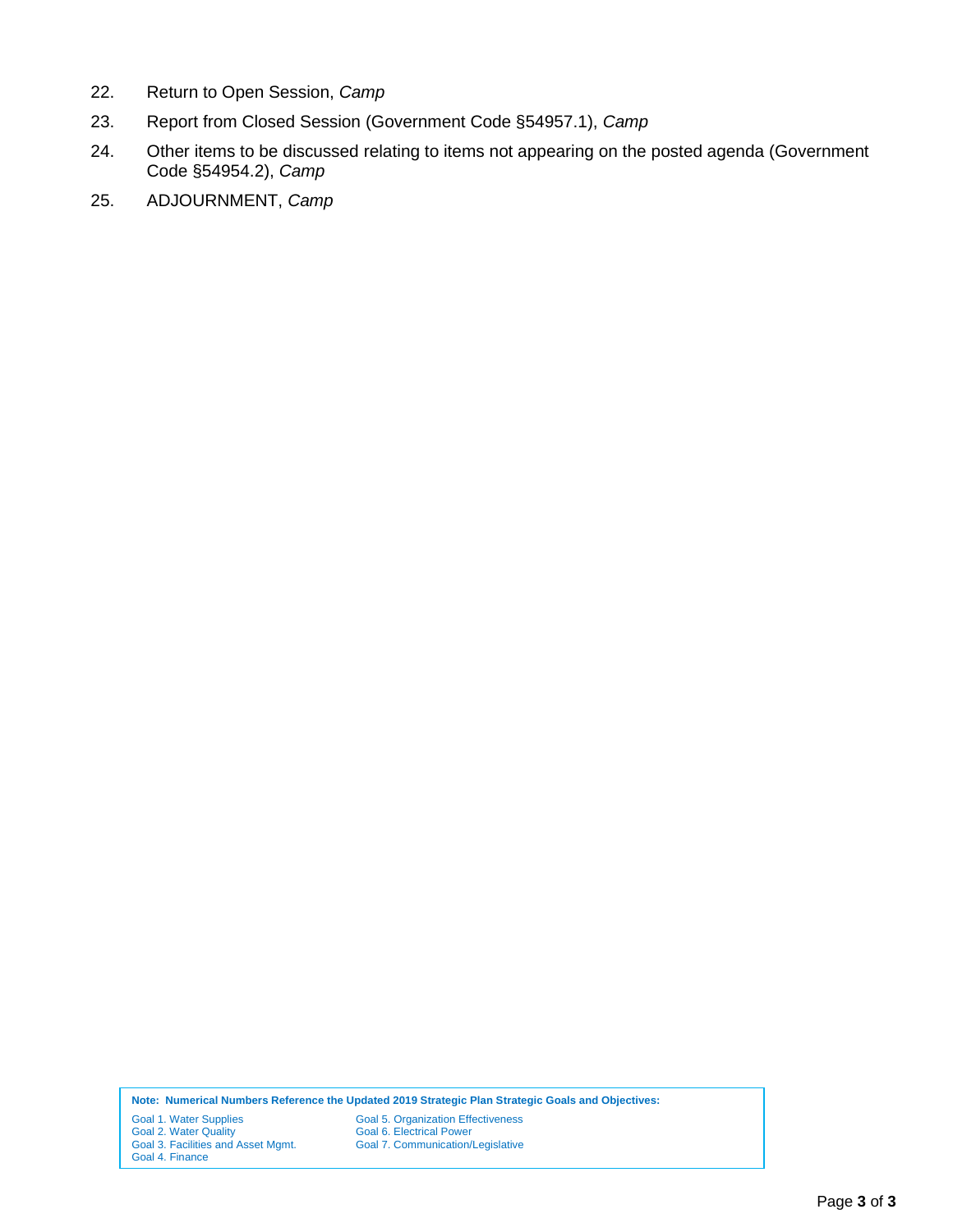22. Return to Open Session, *Camp*

23. Report from Closed Session (Government Code §54957.1), *Camp*

24. Other items to be discussed relating to items not appearing on the posted agenda (Government Code §54954.2), *Camp*

25. ADJOURNMENT, *Camp*

**Note: Numerical Numbers Reference the Updated 2019 Strategic Plan Strategic Goals and Objectives:**

Goal 1. Water Supplies
Goal 2. Water Quality
Goal 3. Facilities and Asset Mgmt.
Goal 4. Finance
Goal 5. Organization Effectiveness
Goal 6. Electrical Power
Goal 7. Communication/Legislative